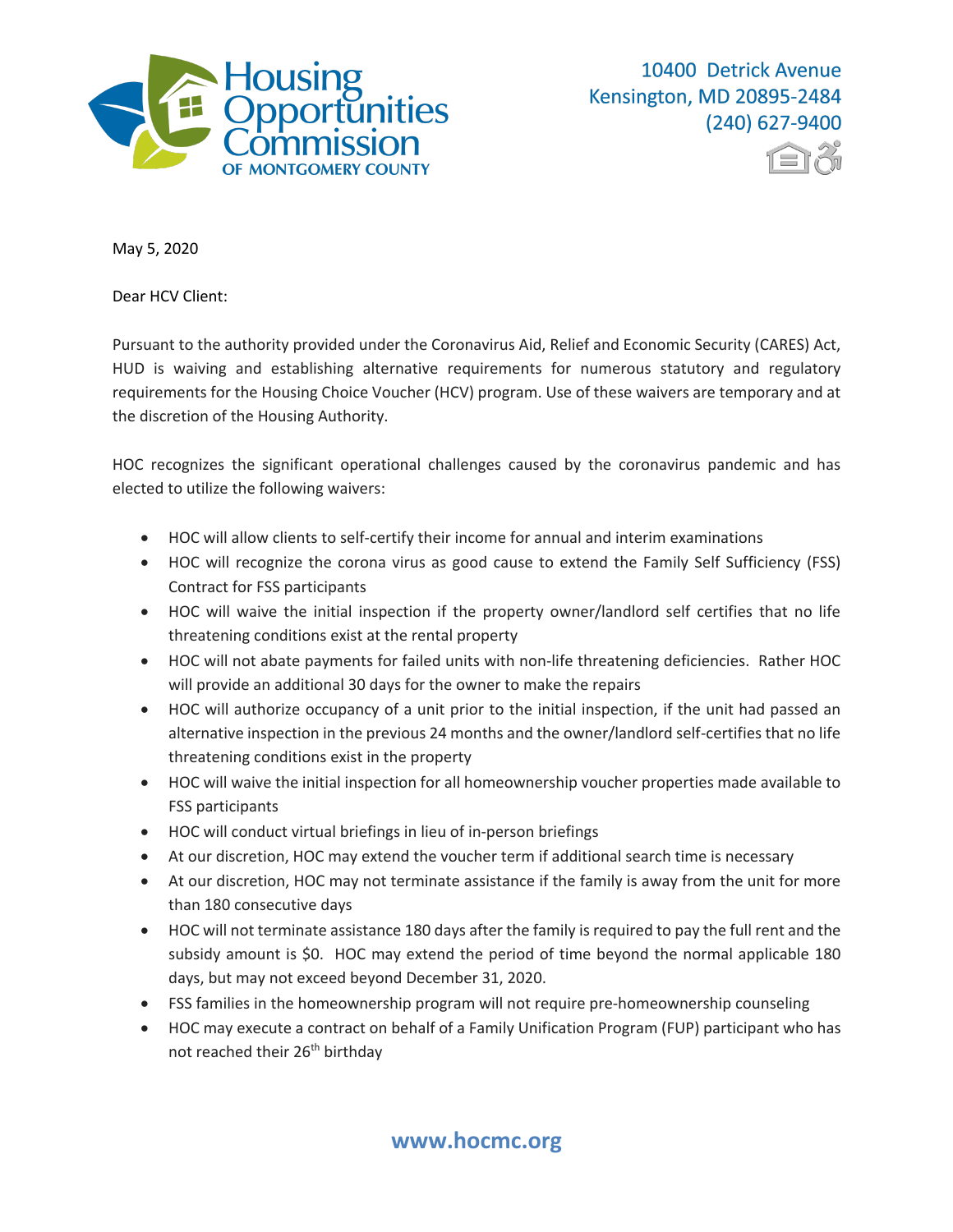Housing Opportunities Commission
OF MONTGOMERY COUNTY

10400 Detrick Avenue
Kensington, MD 20895-2484
(240) 627-9400

May 5, 2020

Dear HCV Client:

Pursuant to the authority provided under the Coronavirus Aid, Relief and Economic Security (CARES) Act, HUD is waiving and establishing alternative requirements for numerous statutory and regulatory requirements for the Housing Choice Voucher (HCV) program. Use of these waivers are temporary and at the discretion of the Housing Authority.

HOC recognizes the significant operational challenges caused by the coronavirus pandemic and has elected to utilize the following waivers:

- HOC will allow clients to self-certify their income for annual and interim examinations
- HOC will recognize the corona virus as good cause to extend the Family Self Sufficiency (FSS) Contract for FSS participants
- HOC will waive the initial inspection if the property owner/landlord self certifies that no life threatening conditions exist at the rental property
- HOC will not abate payments for failed units with non-life threatening deficiencies. Rather HOC will provide an additional 30 days for the owner to make the repairs
- HOC will authorize occupancy of a unit prior to the initial inspection, if the unit had passed an alternative inspection in the previous 24 months and the owner/landlord self-certifies that no life threatening conditions exist in the property
- HOC will waive the initial inspection for all homeownership voucher properties made available to FSS participants
- HOC will conduct virtual briefings in lieu of in-person briefings
- At our discretion, HOC may extend the voucher term if additional search time is necessary
- At our discretion, HOC may not terminate assistance if the family is away from the unit for more than 180 consecutive days
- HOC will not terminate assistance 180 days after the family is required to pay the full rent and the subsidy amount is $0. HOC may extend the period of time beyond the normal applicable 180 days, but may not exceed beyond December 31, 2020.
- FSS families in the homeownership program will not require pre-homeownership counseling
- HOC may execute a contract on behalf of a Family Unification Program (FUP) participant who has not reached their 26th birthday

www.hocmc.org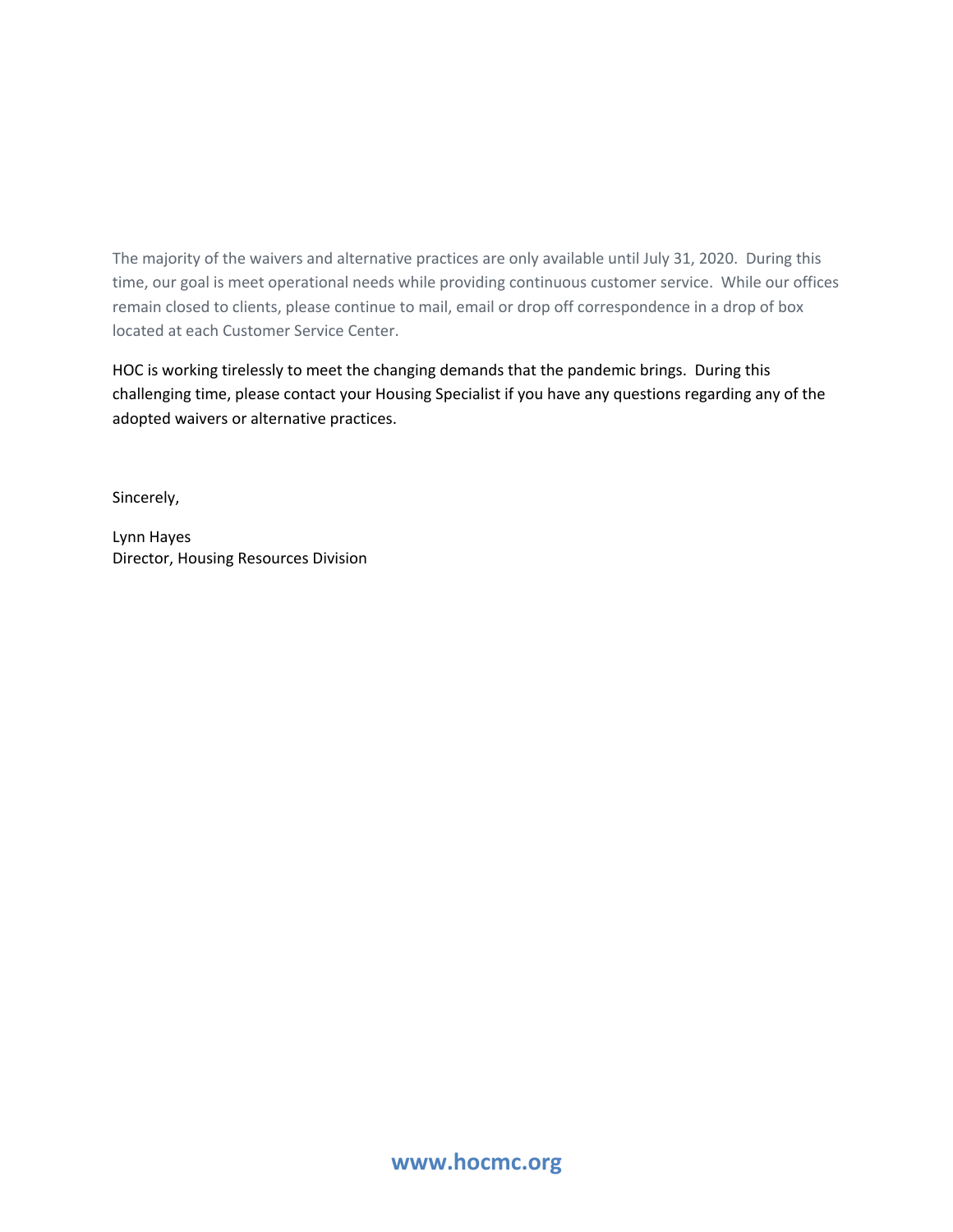The majority of the waivers and alternative practices are only available until July 31, 2020. During this time, our goal is meet operational needs while providing continuous customer service. While our offices remain closed to clients, please continue to mail, email or drop off correspondence in a drop of box located at each Customer Service Center.

HOC is working tirelessly to meet the changing demands that the pandemic brings. During this challenging time, please contact your Housing Specialist if you have any questions regarding any of the adopted waivers or alternative practices.

Sincerely,

Lynn Hayes
Director, Housing Resources Division

**www.hocmc.org**